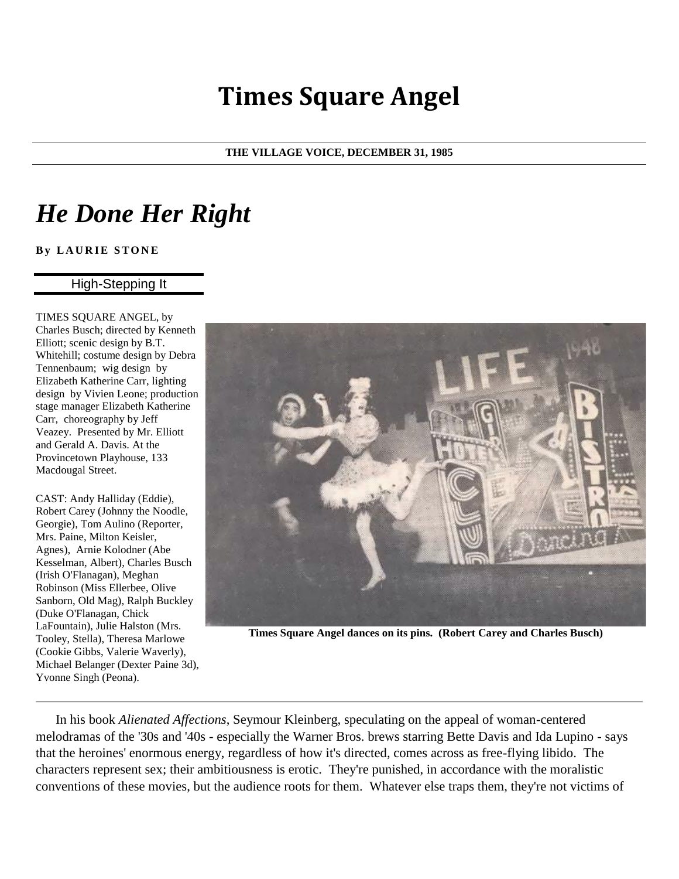# Times Square Angel

**THE VILLAGE VOICE, DECEMBER 31, 1985**

## *He Done Her Right*

**By LAURIE STONE**

### High-Stepping It

TIMES SQUARE ANGEL, by Charles Busch; directed by Kenneth Elliott; scenic design by B.T. Whitehill; costume design by Debra Tennenbaum; wig design by Elizabeth Katherine Carr, lighting design by Vivien Leone; production stage manager Elizabeth Katherine Carr, choreography by Jeff Veazey. Presented by Mr. Elliott and Gerald A. Davis. At the Provincetown Playhouse, 133 Macdougal Street.

CAST: Andy Halliday (Eddie), Robert Carey (Johnny the Noodle, Georgie), Tom Aulino (Reporter, Mrs. Paine, Milton Keisler, Agnes), Arnie Kolodner (Abe Kesselman, Albert), Charles Busch (Irish O'Flanagan), Meghan Robinson (Miss Ellerbee, Olive Sanborn, Old Mag), Ralph Buckley (Duke O'Flanagan, Chick LaFountain), Julie Halston (Mrs. Tooley, Stella), Theresa Marlowe (Cookie Gibbs, Valerie Waverly), Michael Belanger (Dexter Paine 3d), Yvonne Singh (Peona).

**Times Square Angel dances on its pins. (Robert Carey and Charles Busch)**

In his book *Alienated Affections*, Seymour Kleinberg, speculating on the appeal of woman-centered melodramas of the '30s and '40s - especially the Warner Bros. brews starring Bette Davis and Ida Lupino - says that the heroines' enormous energy, regardless of how it's directed, comes across as free-flying libido. The characters represent sex; their ambitiousness is erotic. They're punished, in accordance with the moralistic conventions of these movies, but the audience roots for them. Whatever else traps them, they're not victims of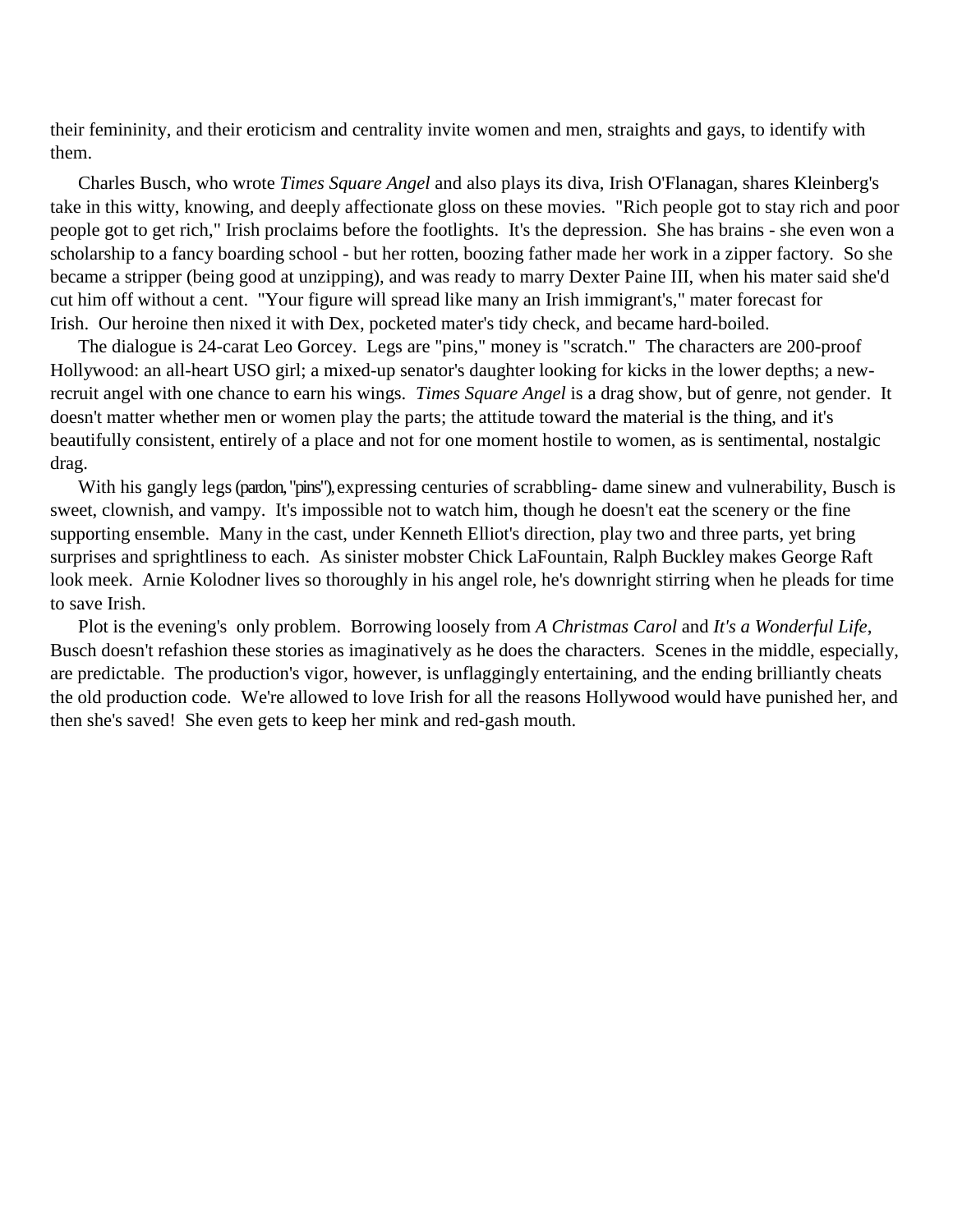their femininity, and their eroticism and centrality invite women and men, straights and gays, to identify with them.

Charles Busch, who wrote *Times Square Angel* and also plays its diva, Irish O'Flanagan, shares Kleinberg's take in this witty, knowing, and deeply affectionate gloss on these movies. "Rich people got to stay rich and poor people got to get rich," Irish proclaims before the footlights. It's the depression. She has brains - she even won a scholarship to a fancy boarding school - but her rotten, boozing father made her work in a zipper factory. So she became a stripper (being good at unzipping), and was ready to marry Dexter Paine III, when his mater said she'd cut him off without a cent. "Your figure will spread like many an Irish immigrant's," mater forecast for Irish. Our heroine then nixed it with Dex, pocketed mater's tidy check, and became hard-boiled.

The dialogue is 24-carat Leo Gorcey. Legs are "pins," money is "scratch." The characters are 200-proof Hollywood: an all-heart USO girl; a mixed-up senator's daughter looking for kicks in the lower depths; a new-recruit angel with one chance to earn his wings. *Times Square Angel* is a drag show, but of genre, not gender. It doesn't matter whether men or women play the parts; the attitude toward the material is the thing, and it's beautifully consistent, entirely of a place and not for one moment hostile to women, as is sentimental, nostalgic drag.

With his gangly legs (pardon, "pins"), expressing centuries of scrabbling- dame sinew and vulnerability, Busch is sweet, clownish, and vampy. It's impossible not to watch him, though he doesn't eat the scenery or the fine supporting ensemble. Many in the cast, under Kenneth Elliot's direction, play two and three parts, yet bring surprises and sprightliness to each. As sinister mobster Chick LaFountain, Ralph Buckley makes George Raft look meek. Arnie Kolodner lives so thoroughly in his angel role, he's downright stirring when he pleads for time to save Irish.

Plot is the evening's only problem. Borrowing loosely from *A Christmas Carol* and *It's a Wonderful Life*, Busch doesn't refashion these stories as imaginatively as he does the characters. Scenes in the middle, especially, are predictable. The production's vigor, however, is unflaggingly entertaining, and the ending brilliantly cheats the old production code. We're allowed to love Irish for all the reasons Hollywood would have punished her, and then she's saved! She even gets to keep her mink and red-gash mouth.